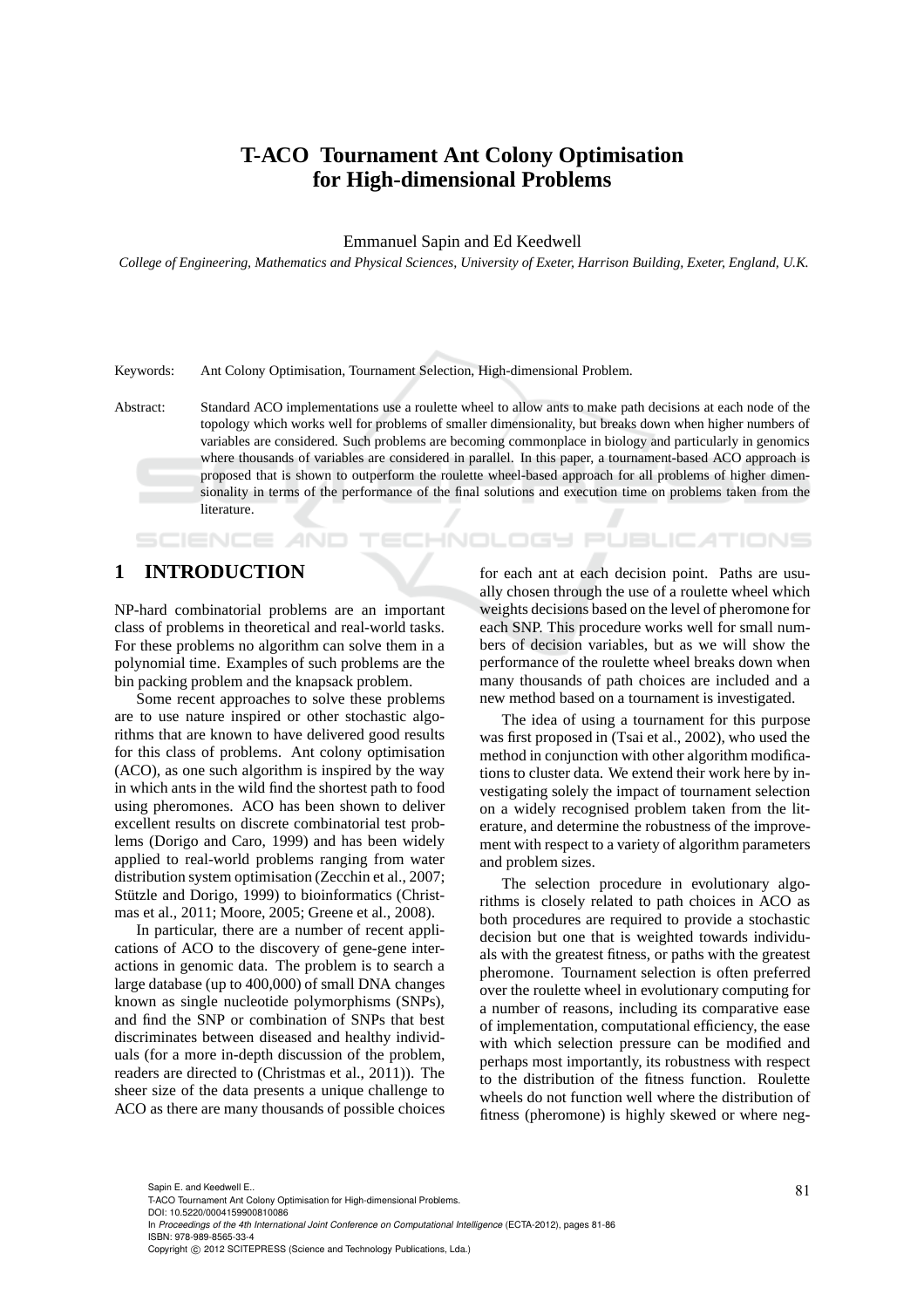# T-ACO Tournament Ant Colony Optimisation for High-dimensional Problems

Emmanuel Sapin and Ed Keedwell

*College of Engineering, Mathematics and Physical Sciences, University of Exeter, Harrison Building, Exeter, England, U.K.*

Keywords: Ant Colony Optimisation, Tournament Selection, High-dimensional Problem.

Abstract: Standard ACO implementations use a roulette wheel to allow ants to make path decisions at each node of the topology which works well for problems of smaller dimensionality, but breaks down when higher numbers of variables are considered. Such problems are becoming commonplace in biology and particularly in genomics where thousands of variables are considered in parallel. In this paper, a tournament-based ACO approach is proposed that is shown to outperform the roulette wheel-based approach for all problems of higher dimensionality in terms of the performance of the final solutions and execution time on problems taken from the literature.

## 1 INTRODUCTION

NP-hard combinatorial problems are an important class of problems in theoretical and real-world tasks. For these problems no algorithm can solve them in a polynomial time. Examples of such problems are the bin packing problem and the knapsack problem.

Some recent approaches to solve these problems are to use nature inspired or other stochastic algorithms that are known to have delivered good results for this class of problems. Ant colony optimisation (ACO), as one such algorithm is inspired by the way in which ants in the wild find the shortest path to food using pheromones. ACO has been shown to deliver excellent results on discrete combinatorial test problems (Dorigo and Caro, 1999) and has been widely applied to real-world problems ranging from water distribution system optimisation (Zecchin et al., 2007; Stützle and Dorigo, 1999) to bioinformatics (Christmas et al., 2011; Moore, 2005; Greene et al., 2008).

In particular, there are a number of recent applications of ACO to the discovery of gene-gene interactions in genomic data. The problem is to search a large database (up to 400,000) of small DNA changes known as single nucleotide polymorphisms (SNPs), and find the SNP or combination of SNPs that best discriminates between diseased and healthy individuals (for a more in-depth discussion of the problem, readers are directed to (Christmas et al., 2011)). The sheer size of the data presents a unique challenge to ACO as there are many thousands of possible choices for each ant at each decision point. Paths are usually chosen through the use of a roulette wheel which weights decisions based on the level of pheromone for each SNP. This procedure works well for small numbers of decision variables, but as we will show the performance of the roulette wheel breaks down when many thousands of path choices are included and a new method based on a tournament is investigated.

The idea of using a tournament for this purpose was first proposed in (Tsai et al., 2002), who used the method in conjunction with other algorithm modifications to cluster data. We extend their work here by investigating solely the impact of tournament selection on a widely recognised problem taken from the literature, and determine the robustness of the improvement with respect to a variety of algorithm parameters and problem sizes.

The selection procedure in evolutionary algorithms is closely related to path choices in ACO as both procedures are required to provide a stochastic decision but one that is weighted towards individuals with the greatest fitness, or paths with the greatest pheromone. Tournament selection is often preferred over the roulette wheel in evolutionary computing for a number of reasons, including its comparative ease of implementation, computational efficiency, the ease with which selection pressure can be modified and perhaps most importantly, its robustness with respect to the distribution of the fitness function. Roulette wheels do not function well where the distribution of fitness (pheromone) is highly skewed or where neg-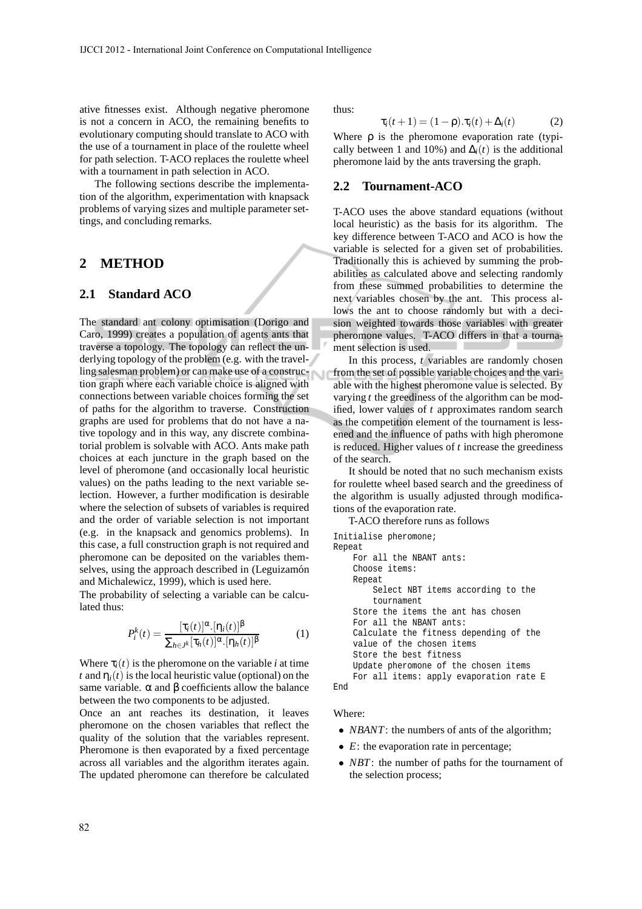ative fitnesses exist. Although negative pheromone is not a concern in ACO, the remaining benefits to evolutionary computing should translate to ACO with the use of a tournament in place of the roulette wheel for path selection. T-ACO replaces the roulette wheel with a tournament in path selection in ACO.

The following sections describe the implementation of the algorithm, experimentation with knapsack problems of varying sizes and multiple parameter settings, and concluding remarks.

## 2 METHOD

### 2.1 Standard ACO

The standard ant colony optimisation (Dorigo and Caro, 1999) creates a population of agents ants that traverse a topology. The topology can reflect the underlying topology of the problem (e.g. with the travelling salesman problem) or can make use of a construction graph where each variable choice is aligned with connections between variable choices forming the set of paths for the algorithm to traverse. Construction graphs are used for problems that do not have a native topology and in this way, any discrete combinatorial problem is solvable with ACO. Ants make path choices at each juncture in the graph based on the level of pheromone (and occasionally local heuristic values) on the paths leading to the next variable selection. However, a further modification is desirable where the selection of subsets of variables is required and the order of variable selection is not important (e.g. in the knapsack and genomics problems). In this case, a full construction graph is not required and pheromone can be deposited on the variables themselves, using the approach described in (Leguizamón and Michalewicz, 1999), which is used here.

The probability of selecting a variable can be calculated thus:

$$P_i^k(t) = \frac{[\tau_i(t)]^\alpha.[\eta_i(t)]^\beta}{\sum_{h \in J^k}[\tau_h(t)]^\alpha.[\eta_h(t)]^\beta} \quad (1)$$

Where $\tau_i(t)$ is the pheromone on the variable $i$ at time $t$ and $\eta_i(t)$ is the local heuristic value (optional) on the same variable. $\alpha$ and $\beta$ coefficients allow the balance between the two components to be adjusted.

Once an ant reaches its destination, it leaves pheromone on the chosen variables that reflect the quality of the solution that the variables represent. Pheromone is then evaporated by a fixed percentage across all variables and the algorithm iterates again. The updated pheromone can therefore be calculated thus:

$$\tau_i(t+1) = (1-\rho).\tau_i(t) + \Delta_i(t) \quad (2)$$

Where $\rho$ is the pheromone evaporation rate (typically between 1 and 10%) and $\Delta_i(t)$ is the additional pheromone laid by the ants traversing the graph.

### 2.2 Tournament-ACO

T-ACO uses the above standard equations (without local heuristic) as the basis for its algorithm. The key difference between T-ACO and ACO is how the variable is selected for a given set of probabilities. Traditionally this is achieved by summing the probabilities as calculated above and selecting randomly from these summed probabilities to determine the next variables chosen by the ant. This process allows the ant to choose randomly but with a decision weighted towards those variables with greater pheromone values. T-ACO differs in that a tournament selection is used.

In this process, $t$ variables are randomly chosen from the set of possible variable choices and the variable with the highest pheromone value is selected. By varying $t$ the greediness of the algorithm can be modified, lower values of $t$ approximates random search as the competition element of the tournament is lessened and the influence of paths with high pheromone is reduced. Higher values of $t$ increase the greediness of the search.

It should be noted that no such mechanism exists for roulette wheel based search and the greediness of the algorithm is usually adjusted through modifications of the evaporation rate.

T-ACO therefore runs as follows

```
Initialise pheromone;
Repeat
    For all the NBANT ants:
    Choose items:
    Repeat
        Select NBT items according to the
        tournament
    Store the items the ant has chosen
    For all the NBANT ants:
    Calculate the fitness depending of the
    value of the chosen items
    Store the best fitness
    Update pheromone of the chosen items
    For all items: apply evaporation rate E
End
```

Where:

- *NBANT*: the numbers of ants of the algorithm;
- *E*: the evaporation rate in percentage;
- *NBT*: the number of paths for the tournament of the selection process;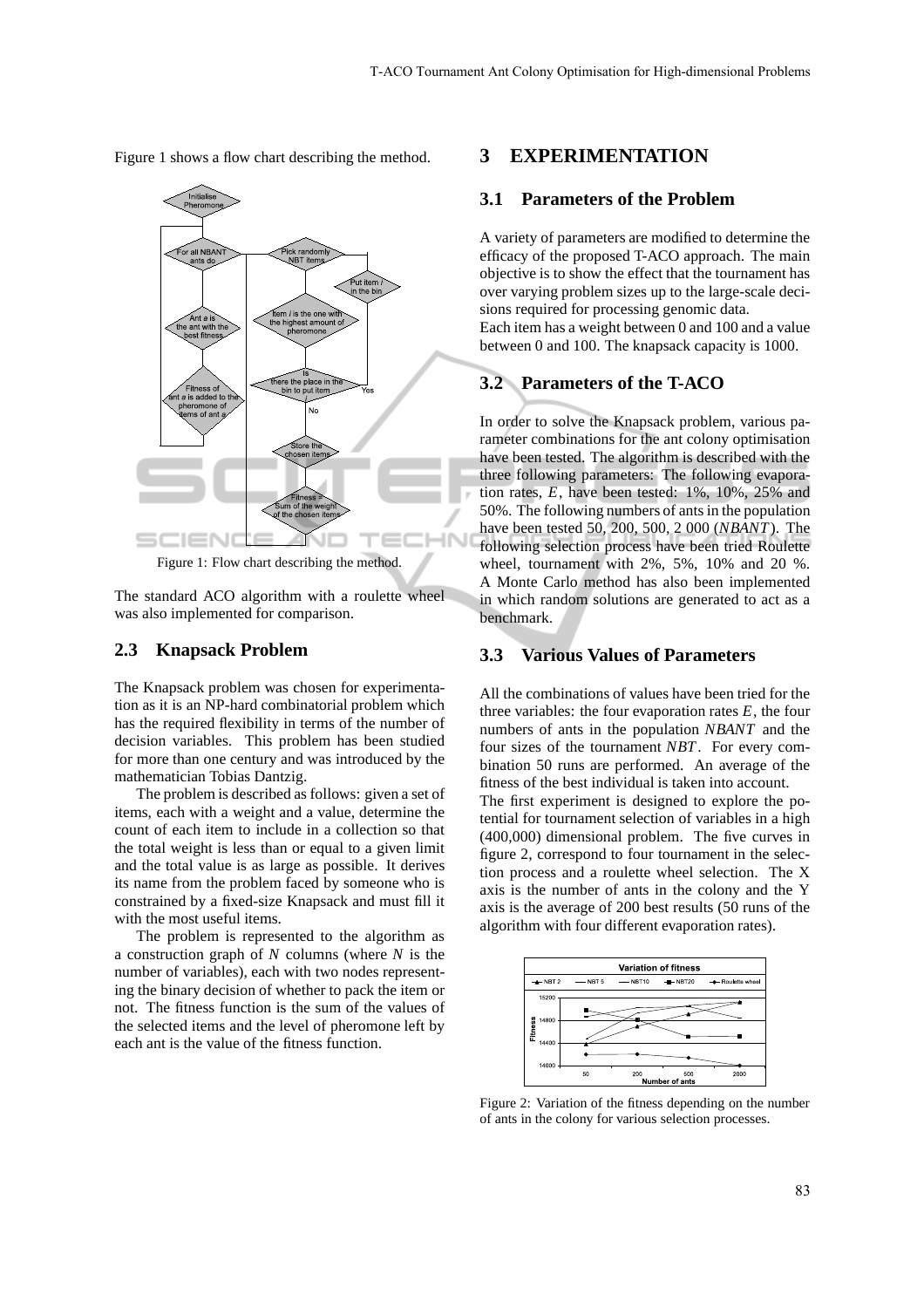Figure 1 shows a flow chart describing the method.

Figure 1: Flow chart describing the method.

The standard ACO algorithm with a roulette wheel was also implemented for comparison.

### 2.3 Knapsack Problem

The Knapsack problem was chosen for experimentation as it is an NP-hard combinatorial problem which has the required flexibility in terms of the number of decision variables. This problem has been studied for more than one century and was introduced by the mathematician Tobias Dantzig.

The problem is described as follows: given a set of items, each with a weight and a value, determine the count of each item to include in a collection so that the total weight is less than or equal to a given limit and the total value is as large as possible. It derives its name from the problem faced by someone who is constrained by a fixed-size Knapsack and must fill it with the most useful items.

The problem is represented to the algorithm as a construction graph of $N$ columns (where $N$ is the number of variables), each with two nodes representing the binary decision of whether to pack the item or not. The fitness function is the sum of the values of the selected items and the level of pheromone left by each ant is the value of the fitness function.

## 3 EXPERIMENTATION

### 3.1 Parameters of the Problem

A variety of parameters are modified to determine the efficacy of the proposed T-ACO approach. The main objective is to show the effect that the tournament has over varying problem sizes up to the large-scale decisions required for processing genomic data.

Each item has a weight between 0 and 100 and a value between 0 and 100. The knapsack capacity is 1000.

### 3.2 Parameters of the T-ACO

In order to solve the Knapsack problem, various parameter combinations for the ant colony optimisation have been tested. The algorithm is described with the three following parameters: The following evaporation rates, $E$, have been tested: 1%, 10%, 25% and 50%. The following numbers of ants in the population have been tested 50, 200, 500, 2 000 (*NBANT*). The following selection process have been tried Roulette wheel, tournament with 2%, 5%, 10% and 20 %. A Monte Carlo method has also been implemented in which random solutions are generated to act as a benchmark.

### 3.3 Various Values of Parameters

All the combinations of values have been tried for the three variables: the four evaporation rates $E$, the four numbers of ants in the population *NBANT* and the four sizes of the tournament *NBT*. For every combination 50 runs are performed. An average of the fitness of the best individual is taken into account.

The first experiment is designed to explore the potential for tournament selection of variables in a high (400,000) dimensional problem. The five curves in figure 2, correspond to four tournament in the selection process and a roulette wheel selection. The X axis is the number of ants in the colony and the Y axis is the average of 200 best results (50 runs of the algorithm with four different evaporation rates).

Figure 2: Variation of the fitness depending on the number of ants in the colony for various selection processes.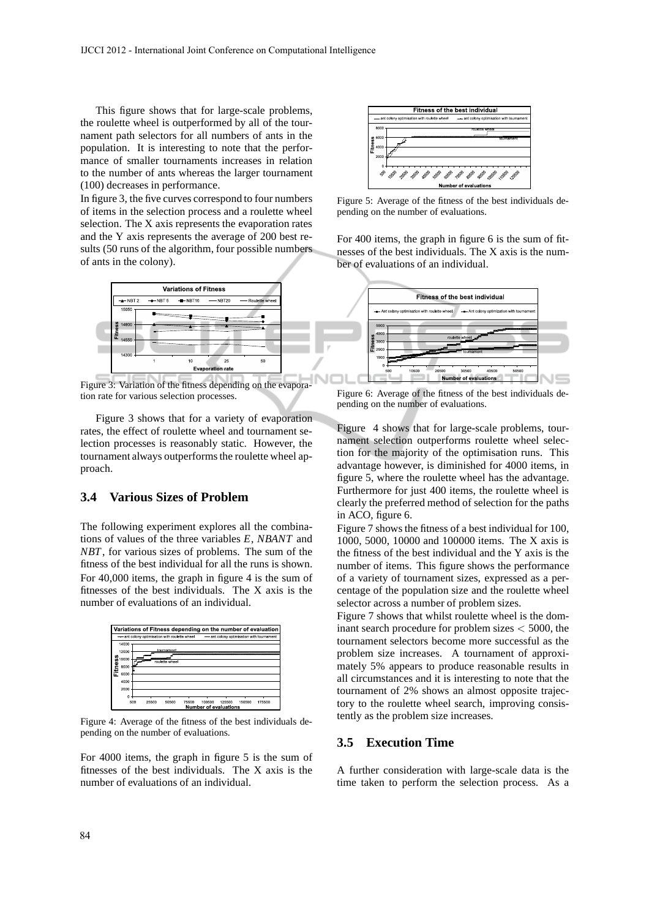This figure shows that for large-scale problems, the roulette wheel is outperformed by all of the tournament path selectors for all numbers of ants in the population. It is interesting to note that the performance of smaller tournaments increases in relation to the number of ants whereas the larger tournament (100) decreases in performance.

In figure 3, the five curves correspond to four numbers of items in the selection process and a roulette wheel selection. The X axis represents the evaporation rates and the Y axis represents the average of 200 best results (50 runs of the algorithm, four possible numbers of ants in the colony).

Figure 3: Variation of the fitness depending on the evaporation rate for various selection processes.

Figure 3 shows that for a variety of evaporation rates, the effect of roulette wheel and tournament selection processes is reasonably static. However, the tournament always outperforms the roulette wheel approach.

## 3.4 Various Sizes of Problem

The following experiment explores all the combinations of values of the three variables $E$, $NBANT$ and $NBT$, for various sizes of problems. The sum of the fitness of the best individual for all the runs is shown.

For 40,000 items, the graph in figure 4 is the sum of fitnesses of the best individuals. The X axis is the number of evaluations of an individual.

Figure 4: Average of the fitness of the best individuals depending on the number of evaluations.

For 4000 items, the graph in figure 5 is the sum of fitnesses of the best individuals. The X axis is the number of evaluations of an individual.

Figure 5: Average of the fitness of the best individuals depending on the number of evaluations.

For 400 items, the graph in figure 6 is the sum of fitnesses of the best individuals. The X axis is the number of evaluations of an individual.

Figure 6: Average of the fitness of the best individuals depending on the number of evaluations.

Figure 4 shows that for large-scale problems, tournament selection outperforms roulette wheel selection for the majority of the optimisation runs. This advantage however, is diminished for 4000 items, in figure 5, where the roulette wheel has the advantage. Furthermore for just 400 items, the roulette wheel is clearly the preferred method of selection for the paths in ACO, figure 6.

Figure 7 shows the fitness of a best individual for 100, 1000, 5000, 10000 and 100000 items. The X axis is the fitness of the best individual and the Y axis is the number of items. This figure shows the performance of a variety of tournament sizes, expressed as a percentage of the population size and the roulette wheel selector across a number of problem sizes.

Figure 7 shows that whilst roulette wheel is the dominant search procedure for problem sizes $< 5000$, the tournament selectors become more successful as the problem size increases. A tournament of approximately 5% appears to produce reasonable results in all circumstances and it is interesting to note that the tournament of 2% shows an almost opposite trajectory to the roulette wheel search, improving consistently as the problem size increases.

## 3.5 Execution Time

A further consideration with large-scale data is the time taken to perform the selection process. As a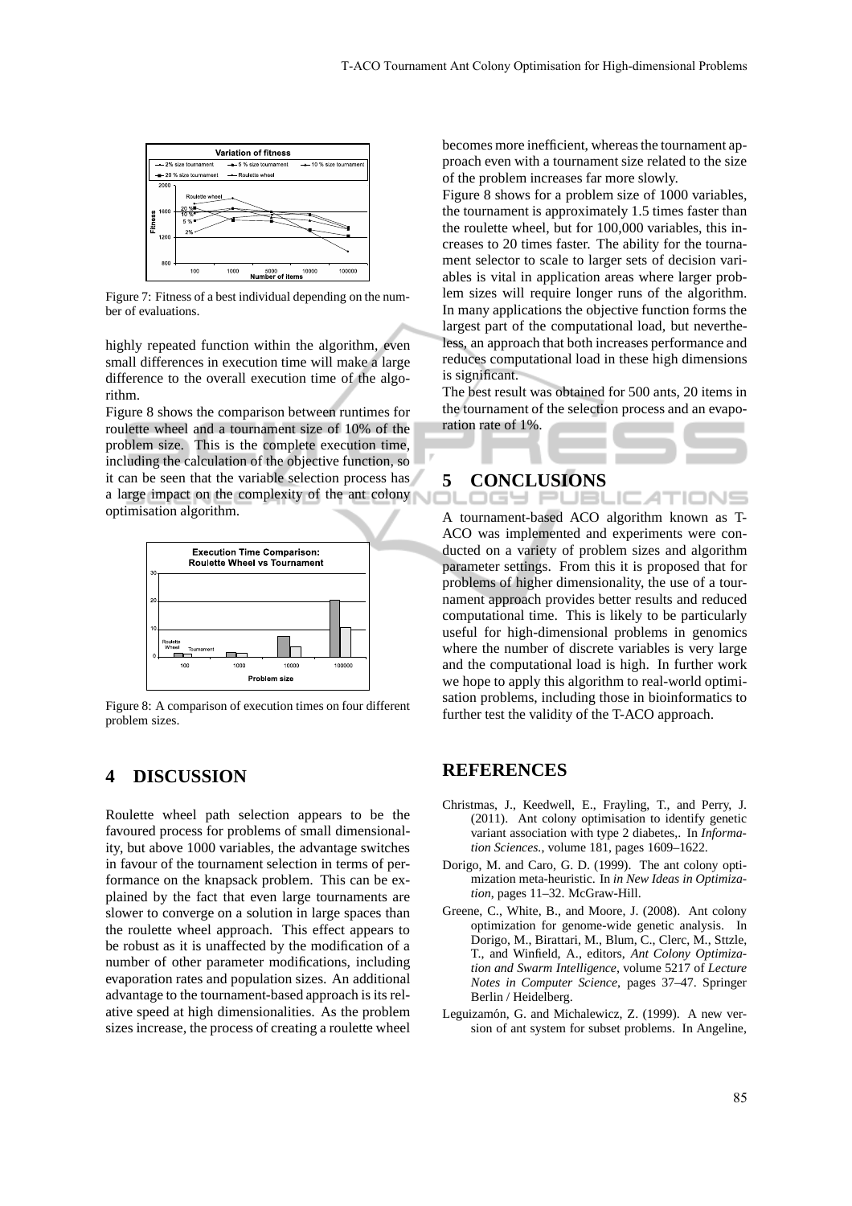Figure 7: Fitness of a best individual depending on the number of evaluations.

highly repeated function within the algorithm, even small differences in execution time will make a large difference to the overall execution time of the algorithm.

Figure 8 shows the comparison between runtimes for roulette wheel and a tournament size of 10% of the problem size. This is the complete execution time, including the calculation of the objective function, so it can be seen that the variable selection process has a large impact on the complexity of the ant colony optimisation algorithm.

Figure 8: A comparison of execution times on four different problem sizes.

## 4 DISCUSSION

Roulette wheel path selection appears to be the favoured process for problems of small dimensionality, but above 1000 variables, the advantage switches in favour of the tournament selection in terms of performance on the knapsack problem. This can be explained by the fact that even large tournaments are slower to converge on a solution in large spaces than the roulette wheel approach. This effect appears to be robust as it is unaffected by the modification of a number of other parameter modifications, including evaporation rates and population sizes. An additional advantage to the tournament-based approach is its relative speed at high dimensionalities. As the problem sizes increase, the process of creating a roulette wheel becomes more inefficient, whereas the tournament approach even with a tournament size related to the size of the problem increases far more slowly.

Figure 8 shows for a problem size of 1000 variables, the tournament is approximately 1.5 times faster than the roulette wheel, but for 100,000 variables, this increases to 20 times faster. The ability for the tournament selector to scale to larger sets of decision variables is vital in application areas where larger problem sizes will require longer runs of the algorithm. In many applications the objective function forms the largest part of the computational load, but nevertheless, an approach that both increases performance and reduces computational load in these high dimensions is significant.

The best result was obtained for 500 ants, 20 items in the tournament of the selection process and an evaporation rate of 1%.

## 5 CONCLUSIONS

A tournament-based ACO algorithm known as T-ACO was implemented and experiments were conducted on a variety of problem sizes and algorithm parameter settings. From this it is proposed that for problems of higher dimensionality, the use of a tournament approach provides better results and reduced computational time. This is likely to be particularly useful for high-dimensional problems in genomics where the number of discrete variables is very large and the computational load is high. In further work we hope to apply this algorithm to real-world optimisation problems, including those in bioinformatics to further test the validity of the T-ACO approach.

## REFERENCES

Christmas, J., Keedwell, E., Frayling, T., and Perry, J. (2011). Ant colony optimisation to identify genetic variant association with type 2 diabetes,. In *Information Sciences.*, volume 181, pages 1609–1622.

Dorigo, M. and Caro, G. D. (1999). The ant colony optimization meta-heuristic. In *in New Ideas in Optimization*, pages 11–32. McGraw-Hill.

Greene, C., White, B., and Moore, J. (2008). Ant colony optimization for genome-wide genetic analysis. In Dorigo, M., Birattari, M., Blum, C., Clerc, M., Sttzle, T., and Winfield, A., editors, *Ant Colony Optimization and Swarm Intelligence*, volume 5217 of *Lecture Notes in Computer Science*, pages 37–47. Springer Berlin / Heidelberg.

Leguizamón, G. and Michalewicz, Z. (1999). A new version of ant system for subset problems. In Angeline,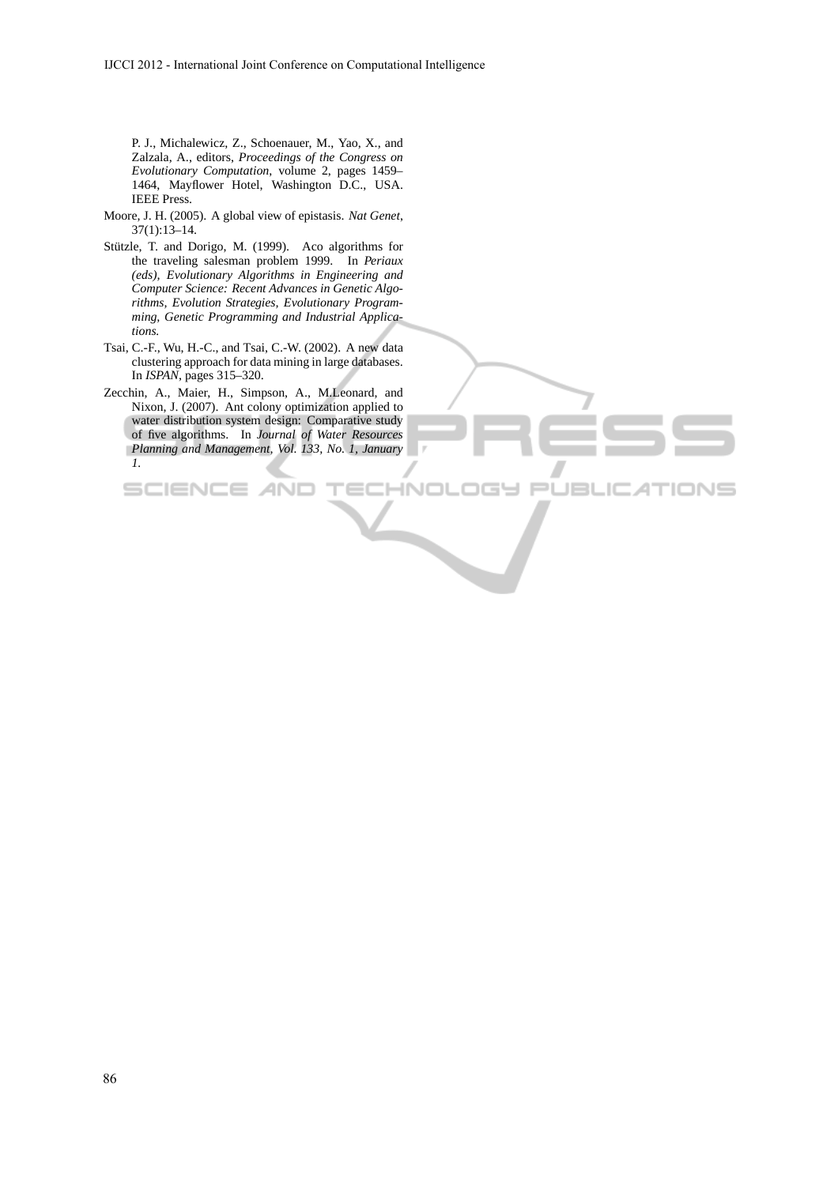P. J., Michalewicz, Z., Schoenauer, M., Yao, X., and Zalzala, A., editors, *Proceedings of the Congress on Evolutionary Computation*, volume 2, pages 1459–1464, Mayflower Hotel, Washington D.C., USA. IEEE Press.

Moore, J. H. (2005). A global view of epistasis. *Nat Genet*, 37(1):13–14.

Stützle, T. and Dorigo, M. (1999). Aco algorithms for the traveling salesman problem 1999. In *Periaux (eds), Evolutionary Algorithms in Engineering and Computer Science: Recent Advances in Genetic Algorithms, Evolution Strategies, Evolutionary Programming, Genetic Programming and Industrial Applications.*

Tsai, C.-F., Wu, H.-C., and Tsai, C.-W. (2002). A new data clustering approach for data mining in large databases. In *ISPAN*, pages 315–320.

Zecchin, A., Maier, H., Simpson, A., M.Leonard, and Nixon, J. (2007). Ant colony optimization applied to water distribution system design: Comparative study of five algorithms. In *Journal of Water Resources Planning and Management, Vol. 133, No. 1, January 1.*